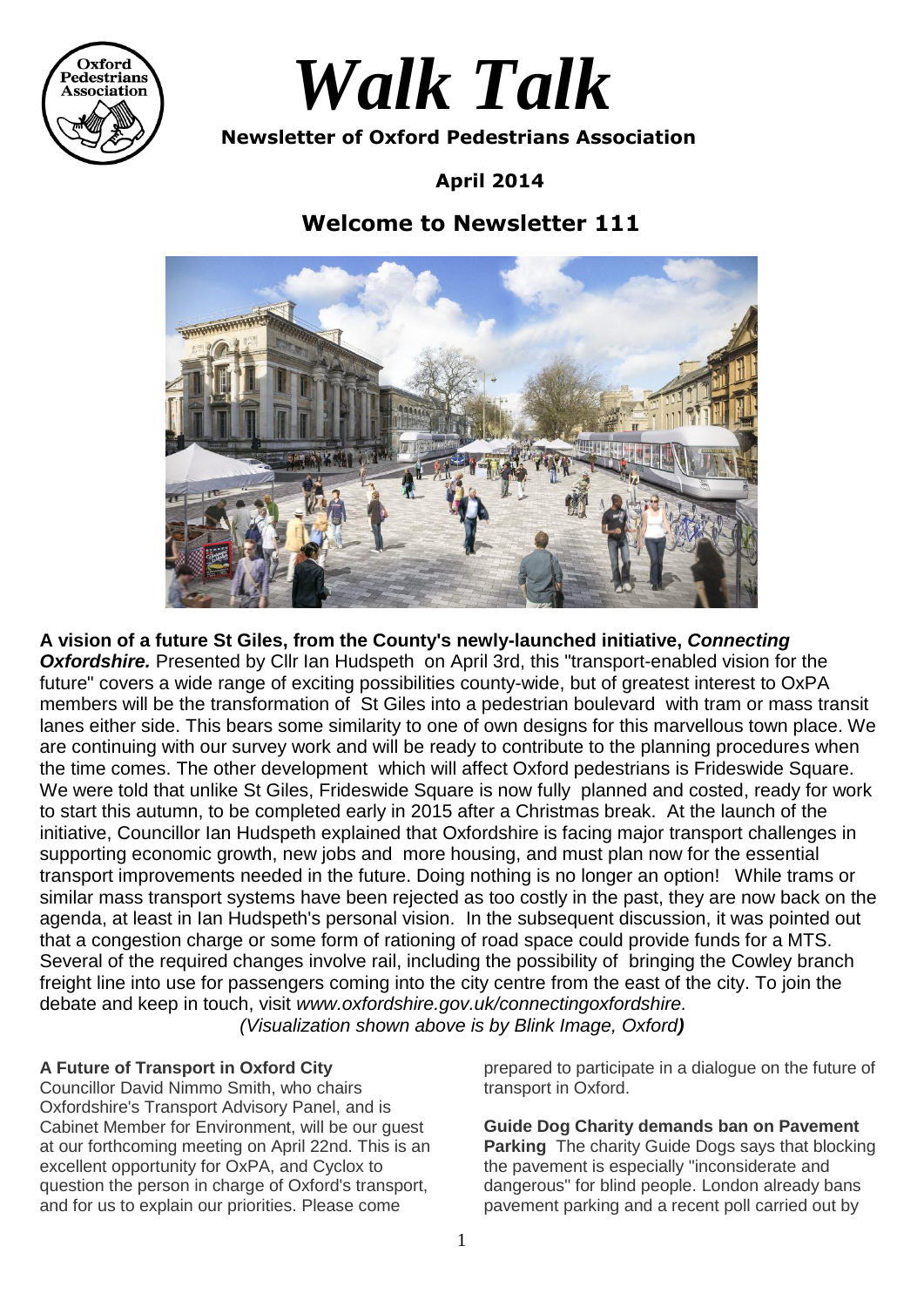# *Walk Talk*

**Newsletter of Oxford Pedestrians Association**

**April 2014**

## Welcome to Newsletter 111

**A vision of a future St Giles, from the County's newly-launched initiative, *Connecting Oxfordshire.*** Presented by Cllr Ian Hudspeth on April 3rd, this "transport-enabled vision for the future" covers a wide range of exciting possibilities county-wide, but of greatest interest to OxPA members will be the transformation of St Giles into a pedestrian boulevard with tram or mass transit lanes either side. This bears some similarity to one of own designs for this marvellous town place. We are continuing with our survey work and will be ready to contribute to the planning procedures when the time comes. The other development which will affect Oxford pedestrians is Frideswide Square. We were told that unlike St Giles, Frideswide Square is now fully planned and costed, ready for work to start this autumn, to be completed early in 2015 after a Christmas break. At the launch of the initiative, Councillor Ian Hudspeth explained that Oxfordshire is facing major transport challenges in supporting economic growth, new jobs and more housing, and must plan now for the essential transport improvements needed in the future. Doing nothing is no longer an option! While trams or similar mass transport systems have been rejected as too costly in the past, they are now back on the agenda, at least in Ian Hudspeth's personal vision. In the subsequent discussion, it was pointed out that a congestion charge or some form of rationing of road space could provide funds for a MTS. Several of the required changes involve rail, including the possibility of bringing the Cowley branch freight line into use for passengers coming into the city centre from the east of the city. To join the debate and keep in touch, visit *www.oxfordshire.gov.uk/connectingoxfordshire.*

*(Visualization shown above is by Blink Image, Oxford)*

**A Future of Transport in Oxford City**
Councillor David Nimmo Smith, who chairs Oxfordshire's Transport Advisory Panel, and is Cabinet Member for Environment, will be our guest at our forthcoming meeting on April 22nd. This is an excellent opportunity for OxPA, and Cyclox to question the person in charge of Oxford's transport, and for us to explain our priorities. Please come prepared to participate in a dialogue on the future of transport in Oxford.

**Guide Dog Charity demands ban on Pavement Parking** The charity Guide Dogs says that blocking the pavement is especially "inconsiderate and dangerous" for blind people. London already bans pavement parking and a recent poll carried out by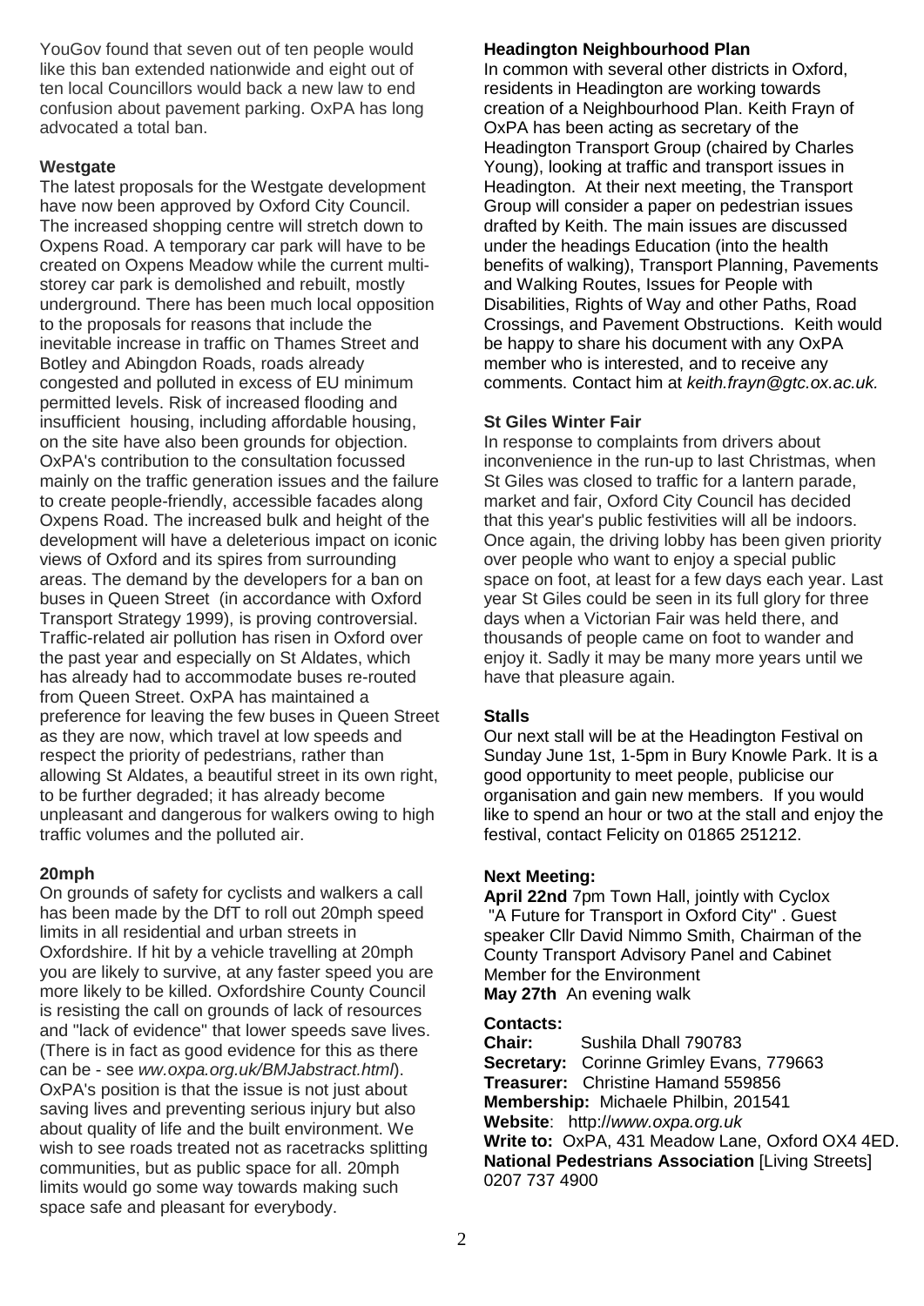YouGov found that seven out of ten people would like this ban extended nationwide and eight out of ten local Councillors would back a new law to end confusion about pavement parking. OxPA has long advocated a total ban.

**Westgate**

The latest proposals for the Westgate development have now been approved by Oxford City Council. The increased shopping centre will stretch down to Oxpens Road. A temporary car park will have to be created on Oxpens Meadow while the current multi-storey car park is demolished and rebuilt, mostly underground. There has been much local opposition to the proposals for reasons that include the inevitable increase in traffic on Thames Street and Botley and Abingdon Roads, roads already congested and polluted in excess of EU minimum permitted levels. Risk of increased flooding and insufficient housing, including affordable housing, on the site have also been grounds for objection. OxPA's contribution to the consultation focussed mainly on the traffic generation issues and the failure to create people-friendly, accessible facades along Oxpens Road. The increased bulk and height of the development will have a deleterious impact on iconic views of Oxford and its spires from surrounding areas. The demand by the developers for a ban on buses in Queen Street (in accordance with Oxford Transport Strategy 1999), is proving controversial. Traffic-related air pollution has risen in Oxford over the past year and especially on St Aldates, which has already had to accommodate buses re-routed from Queen Street. OxPA has maintained a preference for leaving the few buses in Queen Street as they are now, which travel at low speeds and respect the priority of pedestrians, rather than allowing St Aldates, a beautiful street in its own right, to be further degraded; it has already become unpleasant and dangerous for walkers owing to high traffic volumes and the polluted air.

**20mph**

On grounds of safety for cyclists and walkers a call has been made by the DfT to roll out 20mph speed limits in all residential and urban streets in Oxfordshire. If hit by a vehicle travelling at 20mph you are likely to survive, at any faster speed you are more likely to be killed. Oxfordshire County Council is resisting the call on grounds of lack of resources and "lack of evidence" that lower speeds save lives. (There is in fact as good evidence for this as there can be - see *ww.oxpa.org.uk/BMJabstract.html*). OxPA's position is that the issue is not just about saving lives and preventing serious injury but also about quality of life and the built environment. We wish to see roads treated not as racetracks splitting communities, but as public space for all. 20mph limits would go some way towards making such space safe and pleasant for everybody.

**Headington Neighbourhood Plan**

In common with several other districts in Oxford, residents in Headington are working towards creation of a Neighbourhood Plan. Keith Frayn of OxPA has been acting as secretary of the Headington Transport Group (chaired by Charles Young), looking at traffic and transport issues in Headington. At their next meeting, the Transport Group will consider a paper on pedestrian issues drafted by Keith. The main issues are discussed under the headings Education (into the health benefits of walking), Transport Planning, Pavements and Walking Routes, Issues for People with Disabilities, Rights of Way and other Paths, Road Crossings, and Pavement Obstructions. Keith would be happy to share his document with any OxPA member who is interested, and to receive any comments. Contact him at *keith.frayn@gtc.ox.ac.uk.*

**St Giles Winter Fair**

In response to complaints from drivers about inconvenience in the run-up to last Christmas, when St Giles was closed to traffic for a lantern parade, market and fair, Oxford City Council has decided that this year's public festivities will all be indoors. Once again, the driving lobby has been given priority over people who want to enjoy a special public space on foot, at least for a few days each year. Last year St Giles could be seen in its full glory for three days when a Victorian Fair was held there, and thousands of people came on foot to wander and enjoy it. Sadly it may be many more years until we have that pleasure again.

**Stalls**

Our next stall will be at the Headington Festival on Sunday June 1st, 1-5pm in Bury Knowle Park. It is a good opportunity to meet people, publicise our organisation and gain new members. If you would like to spend an hour or two at the stall and enjoy the festival, contact Felicity on 01865 251212.

**Next Meeting:**

**April 22nd** 7pm Town Hall, jointly with Cyclox "A Future for Transport in Oxford City" . Guest speaker Cllr David Nimmo Smith, Chairman of the County Transport Advisory Panel and Cabinet Member for the Environment
**May 27th** An evening walk

**Contacts:**
**Chair:** Sushila Dhall 790783
**Secretary:** Corinne Grimley Evans, 779663
**Treasurer:** Christine Hamand 559856
**Membership:** Michaele Philbin, 201541
**Website**: http://*www.oxpa.org.uk*
**Write to:** OxPA, 431 Meadow Lane, Oxford OX4 4ED.
**National Pedestrians Association** [Living Streets] 0207 737 4900